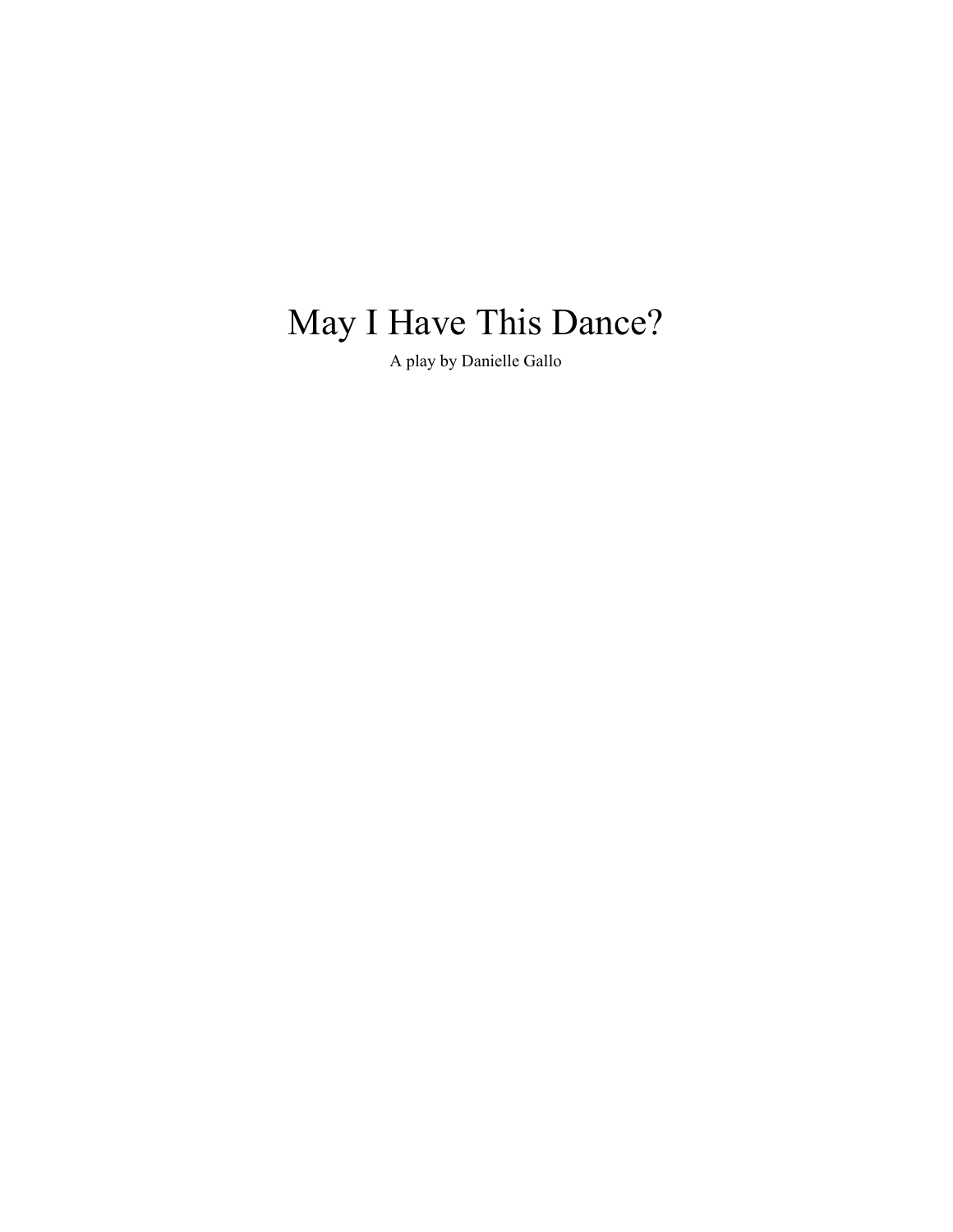# May I Have This Dance?

A play by Danielle Gallo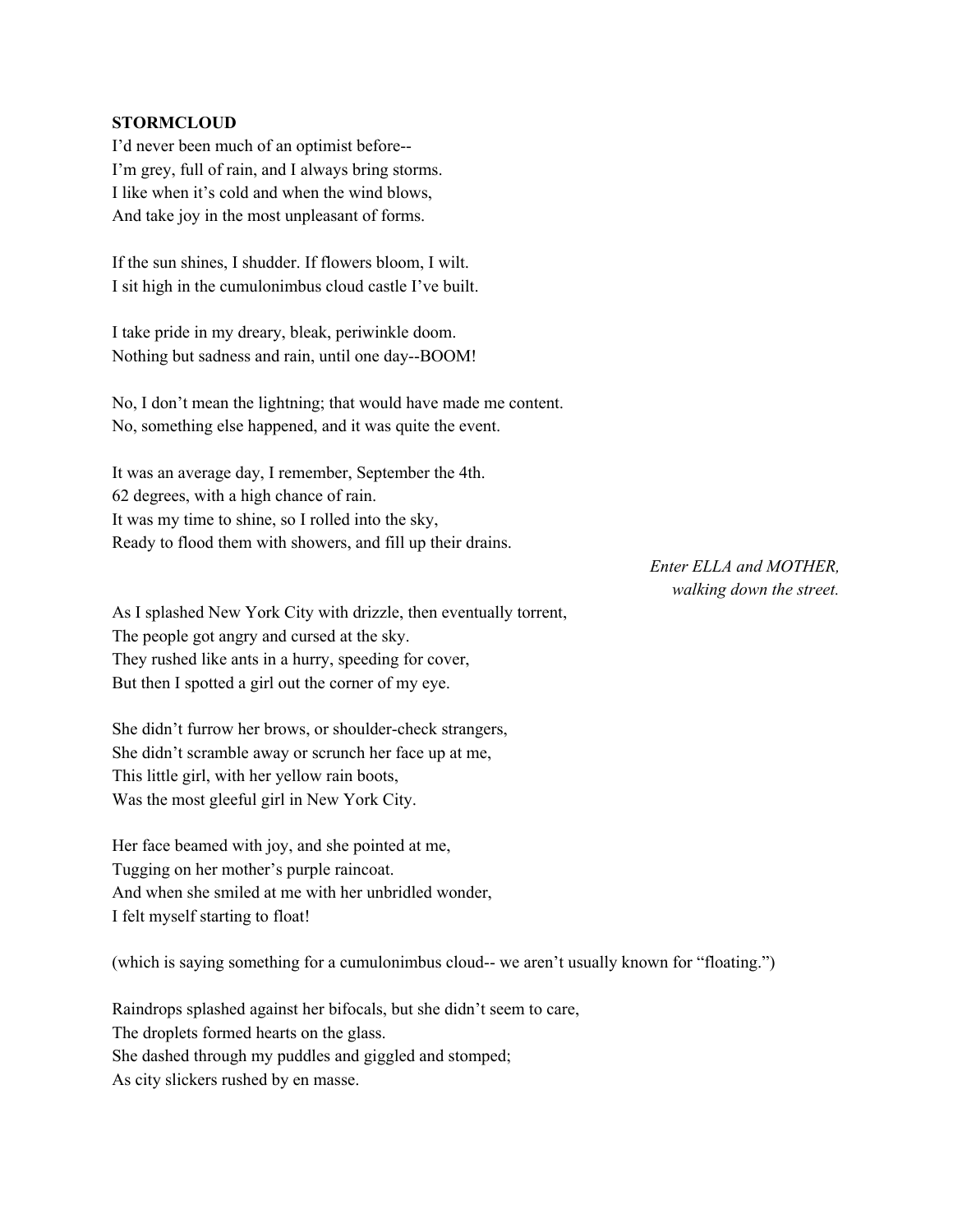**STORMCLOUD**

I'd never been much of an optimist before--  
I'm grey, full of rain, and I always bring storms.  
I like when it's cold and when the wind blows,  
And take joy in the most unpleasant of forms.

If the sun shines, I shudder. If flowers bloom, I wilt.  
I sit high in the cumulonimbus cloud castle I've built.

I take pride in my dreary, bleak, periwinkle doom.  
Nothing but sadness and rain, until one day--BOOM!

No, I don't mean the lightning; that would have made me content.  
No, something else happened, and it was quite the event.

It was an average day, I remember, September the 4th.  
62 degrees, with a high chance of rain.  
It was my time to shine, so I rolled into the sky,  
Ready to flood them with showers, and fill up their drains.

*Enter ELLA and MOTHER, walking down the street.*

As I splashed New York City with drizzle, then eventually torrent,  
The people got angry and cursed at the sky.  
They rushed like ants in a hurry, speeding for cover,  
But then I spotted a girl out the corner of my eye.

She didn't furrow her brows, or shoulder-check strangers,  
She didn't scramble away or scrunch her face up at me,  
This little girl, with her yellow rain boots,  
Was the most gleeful girl in New York City.

Her face beamed with joy, and she pointed at me,  
Tugging on her mother's purple raincoat.  
And when she smiled at me with her unbridled wonder,  
I felt myself starting to float!

(which is saying something for a cumulonimbus cloud-- we aren't usually known for "floating.")

Raindrops splashed against her bifocals, but she didn't seem to care,  
The droplets formed hearts on the glass.  
She dashed through my puddles and giggled and stomped;  
As city slickers rushed by en masse.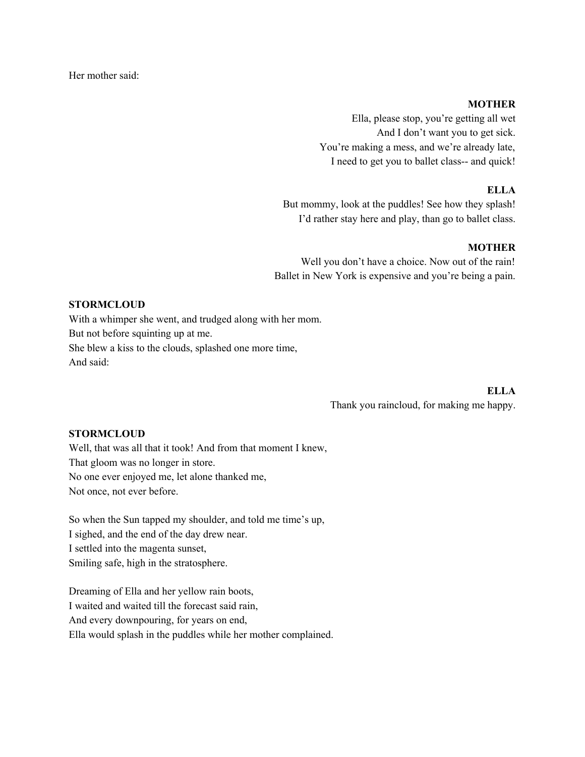Her mother said:

**MOTHER**
Ella, please stop, you're getting all wet
And I don't want you to get sick.
You're making a mess, and we're already late,
I need to get you to ballet class-- and quick!

**ELLA**
But mommy, look at the puddles! See how they splash!
I'd rather stay here and play, than go to ballet class.

**MOTHER**
Well you don't have a choice. Now out of the rain!
Ballet in New York is expensive and you're being a pain.

**STORMCLOUD**
With a whimper she went, and trudged along with her mom.
But not before squinting up at me.
She blew a kiss to the clouds, splashed one more time,
And said:

**ELLA**
Thank you raincloud, for making me happy.

**STORMCLOUD**
Well, that was all that it took! And from that moment I knew,
That gloom was no longer in store.
No one ever enjoyed me, let alone thanked me,
Not once, not ever before.

So when the Sun tapped my shoulder, and told me time's up,
I sighed, and the end of the day drew near.
I settled into the magenta sunset,
Smiling safe, high in the stratosphere.

Dreaming of Ella and her yellow rain boots,
I waited and waited till the forecast said rain,
And every downpouring, for years on end,
Ella would splash in the puddles while her mother complained.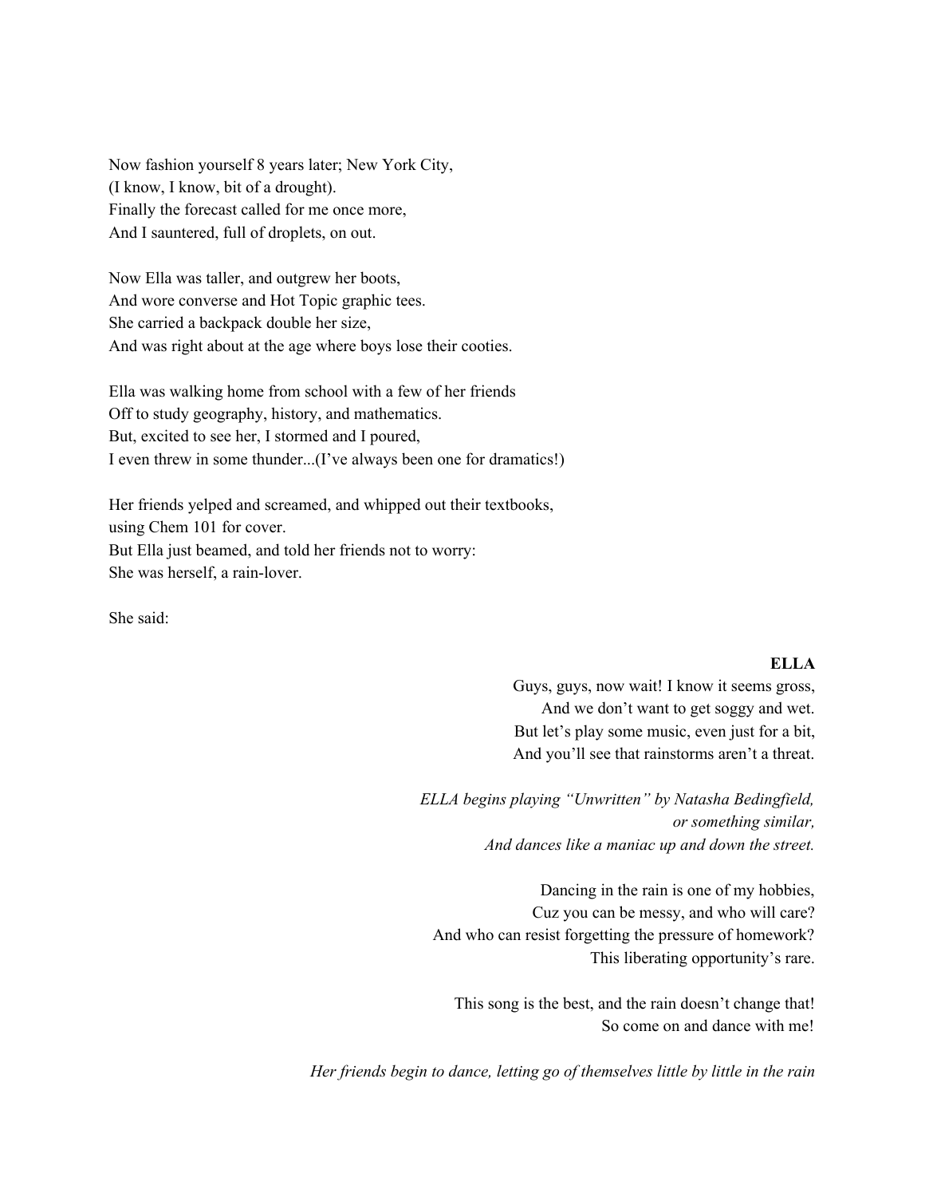Now fashion yourself 8 years later; New York City,
(I know, I know, bit of a drought).
Finally the forecast called for me once more,
And I sauntered, full of droplets, on out.

Now Ella was taller, and outgrew her boots,
And wore converse and Hot Topic graphic tees.
She carried a backpack double her size,
And was right about at the age where boys lose their cooties.

Ella was walking home from school with a few of her friends
Off to study geography, history, and mathematics.
But, excited to see her, I stormed and I poured,
I even threw in some thunder...(I've always been one for dramatics!)

Her friends yelped and screamed, and whipped out their textbooks,
using Chem 101 for cover.
But Ella just beamed, and told her friends not to worry:
She was herself, a rain-lover.

She said:

**ELLA**
Guys, guys, now wait! I know it seems gross,
And we don't want to get soggy and wet.
But let's play some music, even just for a bit,
And you'll see that rainstorms aren't a threat.

*ELLA begins playing "Unwritten" by Natasha Bedingfield,*
*or something similar,*
*And dances like a maniac up and down the street.*

Dancing in the rain is one of my hobbies,
Cuz you can be messy, and who will care?
And who can resist forgetting the pressure of homework?
This liberating opportunity's rare.

This song is the best, and the rain doesn't change that!
So come on and dance with me!

*Her friends begin to dance, letting go of themselves little by little in the rain*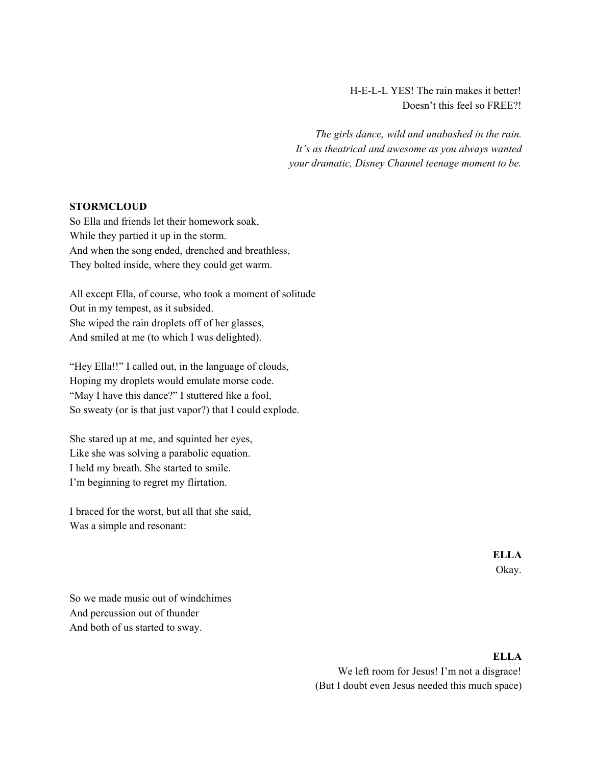H-E-L-L YES! The rain makes it better!
Doesn't this feel so FREE?!

*The girls dance, wild and unabashed in the rain.*
*It's as theatrical and awesome as you always wanted*
*your dramatic, Disney Channel teenage moment to be.*

**STORMCLOUD**

So Ella and friends let their homework soak,
While they partied it up in the storm.
And when the song ended, drenched and breathless,
They bolted inside, where they could get warm.

All except Ella, of course, who took a moment of solitude
Out in my tempest, as it subsided.
She wiped the rain droplets off of her glasses,
And smiled at me (to which I was delighted).

"Hey Ella!!" I called out, in the language of clouds,
Hoping my droplets would emulate morse code.
"May I have this dance?" I stuttered like a fool,
So sweaty (or is that just vapor?) that I could explode.

She stared up at me, and squinted her eyes,
Like she was solving a parabolic equation.
I held my breath. She started to smile.
I'm beginning to regret my flirtation.

I braced for the worst, but all that she said,
Was a simple and resonant:

**ELLA**

Okay.

So we made music out of windchimes
And percussion out of thunder
And both of us started to sway.

**ELLA**

We left room for Jesus! I'm not a disgrace!
(But I doubt even Jesus needed this much space)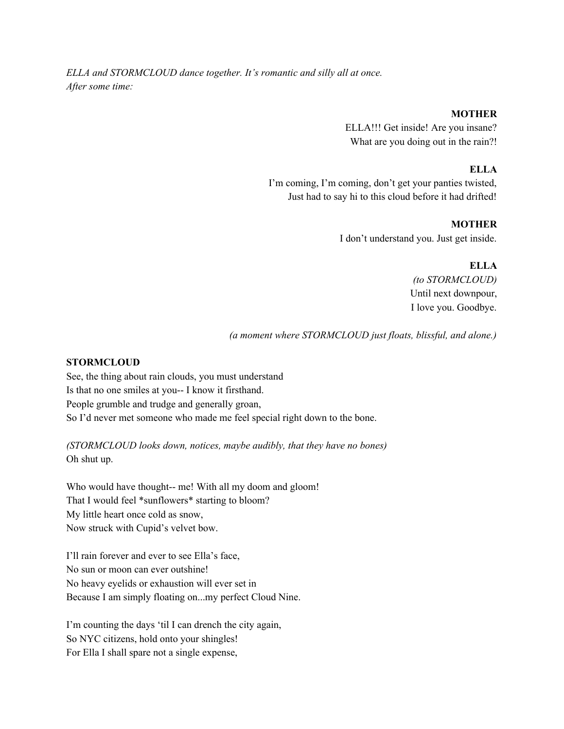*ELLA and STORMCLOUD dance together. It's romantic and silly all at once.*
*After some time:*

**MOTHER**
ELLA!!! Get inside! Are you insane?
What are you doing out in the rain?!

**ELLA**
I'm coming, I'm coming, don't get your panties twisted,
Just had to say hi to this cloud before it had drifted!

**MOTHER**
I don't understand you. Just get inside.

**ELLA**
*(to STORMCLOUD)*
Until next downpour,
I love you. Goodbye.

*(a moment where STORMCLOUD just floats, blissful, and alone.)*

**STORMCLOUD**
See, the thing about rain clouds, you must understand
Is that no one smiles at you-- I know it firsthand.
People grumble and trudge and generally groan,
So I'd never met someone who made me feel special right down to the bone.

*(STORMCLOUD looks down, notices, maybe audibly, that they have no bones)*
Oh shut up.

Who would have thought-- me! With all my doom and gloom!
That I would feel *sunflowers* starting to bloom?
My little heart once cold as snow,
Now struck with Cupid's velvet bow.

I'll rain forever and ever to see Ella's face,
No sun or moon can ever outshine!
No heavy eyelids or exhaustion will ever set in
Because I am simply floating on...my perfect Cloud Nine.

I'm counting the days 'til I can drench the city again,
So NYC citizens, hold onto your shingles!
For Ella I shall spare not a single expense,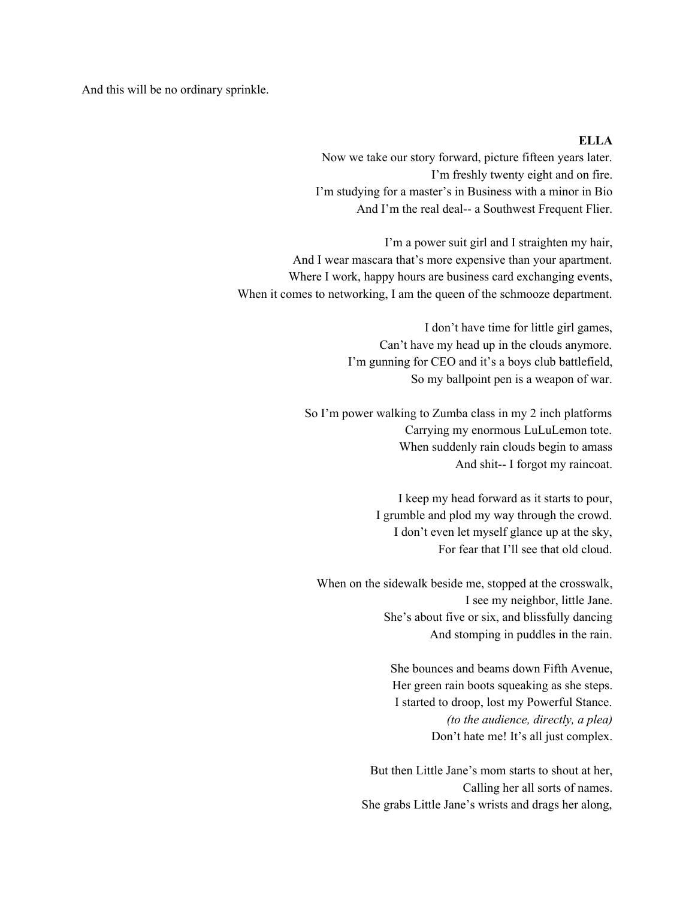And this will be no ordinary sprinkle.

**ELLA**

Now we take our story forward, picture fifteen years later.
I'm freshly twenty eight and on fire.
I'm studying for a master's in Business with a minor in Bio
And I'm the real deal-- a Southwest Frequent Flier.

I'm a power suit girl and I straighten my hair,
And I wear mascara that's more expensive than your apartment.
Where I work, happy hours are business card exchanging events,
When it comes to networking, I am the queen of the schmooze department.

I don't have time for little girl games,
Can't have my head up in the clouds anymore.
I'm gunning for CEO and it's a boys club battlefield,
So my ballpoint pen is a weapon of war.

So I'm power walking to Zumba class in my 2 inch platforms
Carrying my enormous LuLuLemon tote.
When suddenly rain clouds begin to amass
And shit-- I forgot my raincoat.

I keep my head forward as it starts to pour,
I grumble and plod my way through the crowd.
I don't even let myself glance up at the sky,
For fear that I'll see that old cloud.

When on the sidewalk beside me, stopped at the crosswalk,
I see my neighbor, little Jane.
She's about five or six, and blissfully dancing
And stomping in puddles in the rain.

She bounces and beams down Fifth Avenue,
Her green rain boots squeaking as she steps.
I started to droop, lost my Powerful Stance.
*(to the audience, directly, a plea)*
Don't hate me! It's all just complex.

But then Little Jane's mom starts to shout at her,
Calling her all sorts of names.
She grabs Little Jane's wrists and drags her along,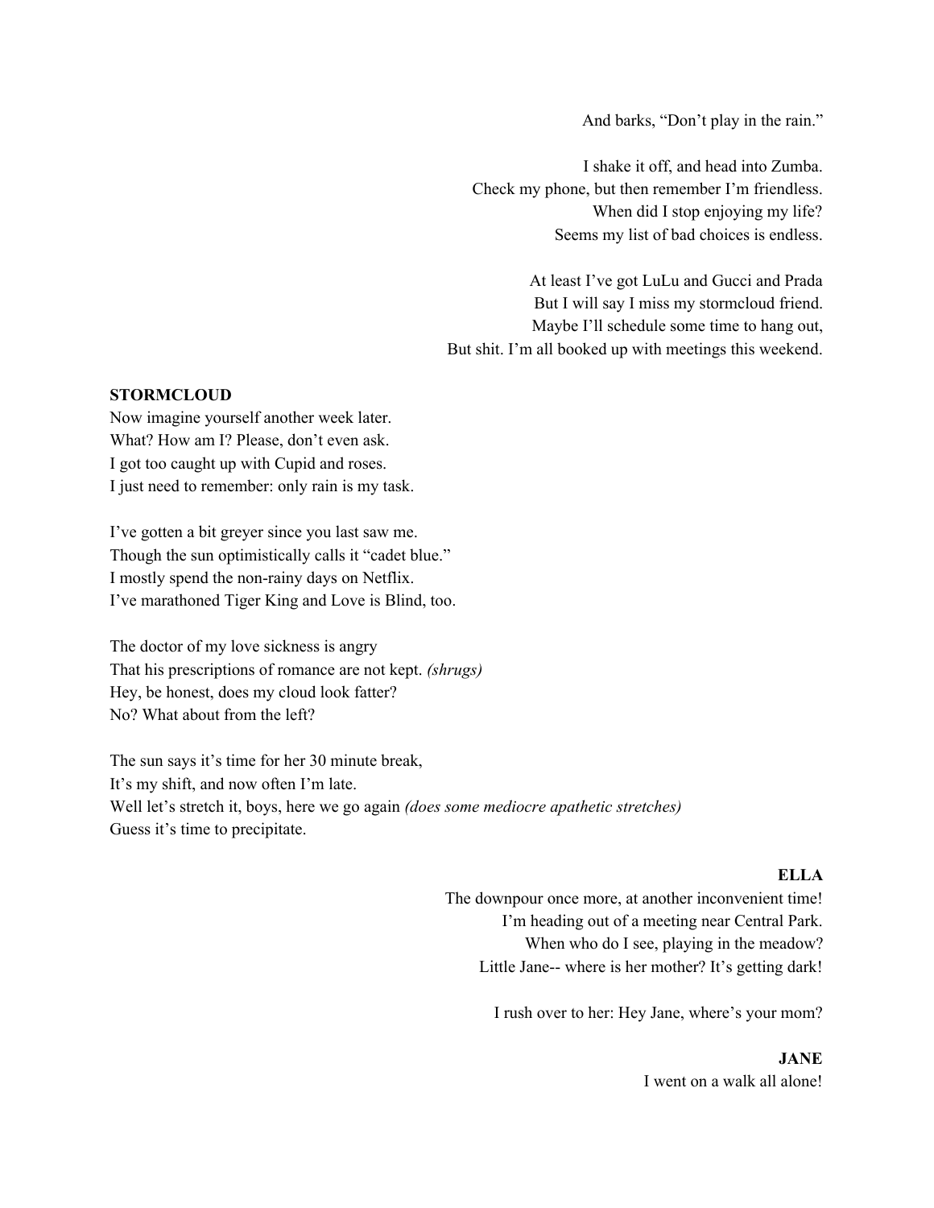And barks, "Don't play in the rain."

I shake it off, and head into Zumba.
Check my phone, but then remember I'm friendless.
When did I stop enjoying my life?
Seems my list of bad choices is endless.

At least I've got LuLu and Gucci and Prada
But I will say I miss my stormcloud friend.
Maybe I'll schedule some time to hang out,
But shit. I'm all booked up with meetings this weekend.

**STORMCLOUD**
Now imagine yourself another week later.
What? How am I? Please, don't even ask.
I got too caught up with Cupid and roses.
I just need to remember: only rain is my task.

I've gotten a bit greyer since you last saw me.
Though the sun optimistically calls it "cadet blue."
I mostly spend the non-rainy days on Netflix.
I've marathoned Tiger King and Love is Blind, too.

The doctor of my love sickness is angry
That his prescriptions of romance are not kept. *(shrugs)*
Hey, be honest, does my cloud look fatter?
No? What about from the left?

The sun says it's time for her 30 minute break,
It's my shift, and now often I'm late.
Well let's stretch it, boys, here we go again *(does some mediocre apathetic stretches)*
Guess it's time to precipitate.

**ELLA**
The downpour once more, at another inconvenient time!
I'm heading out of a meeting near Central Park.
When who do I see, playing in the meadow?
Little Jane-- where is her mother? It's getting dark!

I rush over to her: Hey Jane, where's your mom?

**JANE**
I went on a walk all alone!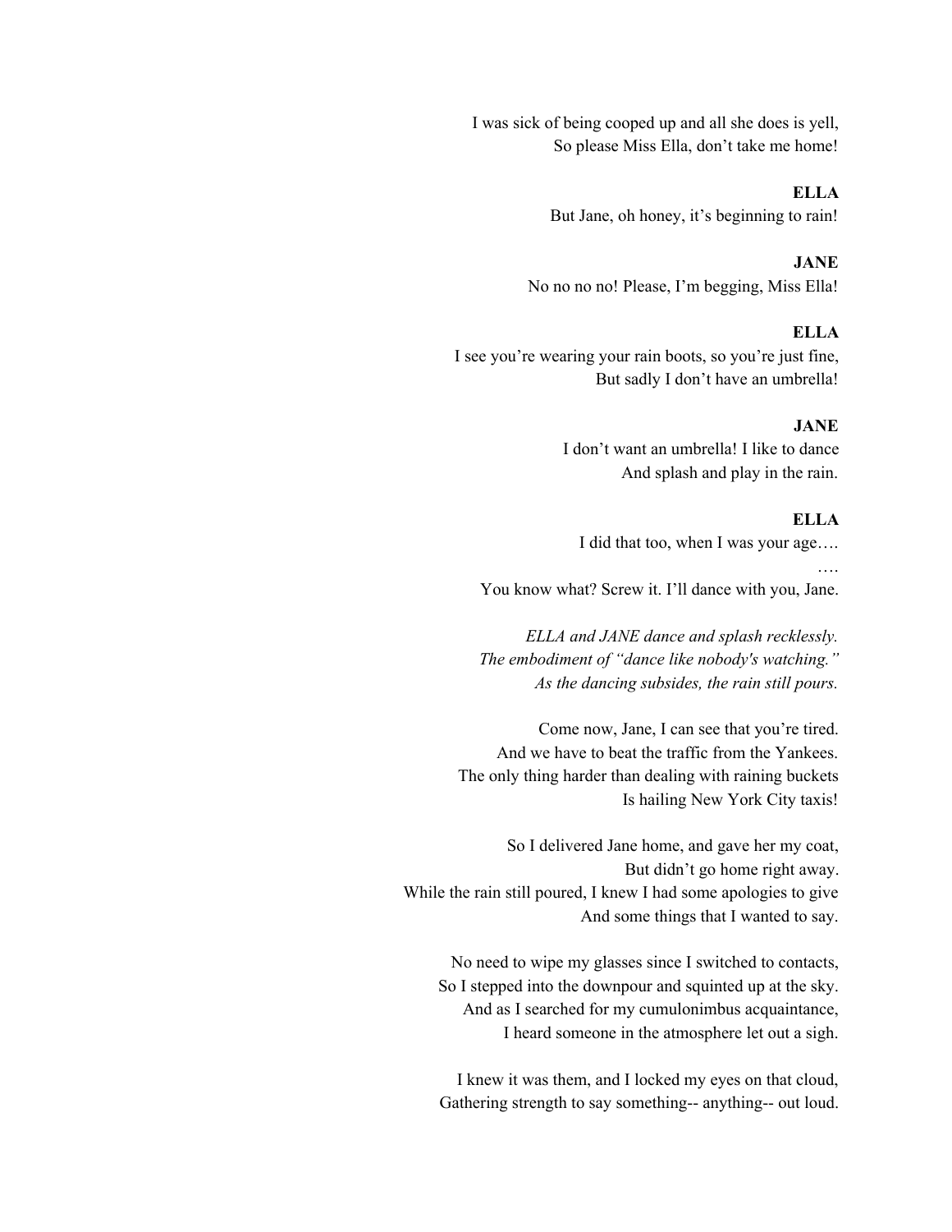I was sick of being cooped up and all she does is yell,
So please Miss Ella, don't take me home!

**ELLA**
But Jane, oh honey, it's beginning to rain!

**JANE**
No no no no! Please, I'm begging, Miss Ella!

**ELLA**
I see you're wearing your rain boots, so you're just fine,
But sadly I don't have an umbrella!

**JANE**
I don't want an umbrella! I like to dance
And splash and play in the rain.

**ELLA**
I did that too, when I was your age….
….
You know what? Screw it. I'll dance with you, Jane.

*ELLA and JANE dance and splash recklessly.*
*The embodiment of "dance like nobody's watching."*
*As the dancing subsides, the rain still pours.*

Come now, Jane, I can see that you're tired.
And we have to beat the traffic from the Yankees.
The only thing harder than dealing with raining buckets
Is hailing New York City taxis!

So I delivered Jane home, and gave her my coat,
But didn't go home right away.
While the rain still poured, I knew I had some apologies to give
And some things that I wanted to say.

No need to wipe my glasses since I switched to contacts,
So I stepped into the downpour and squinted up at the sky.
And as I searched for my cumulonimbus acquaintance,
I heard someone in the atmosphere let out a sigh.

I knew it was them, and I locked my eyes on that cloud,
Gathering strength to say something-- anything-- out loud.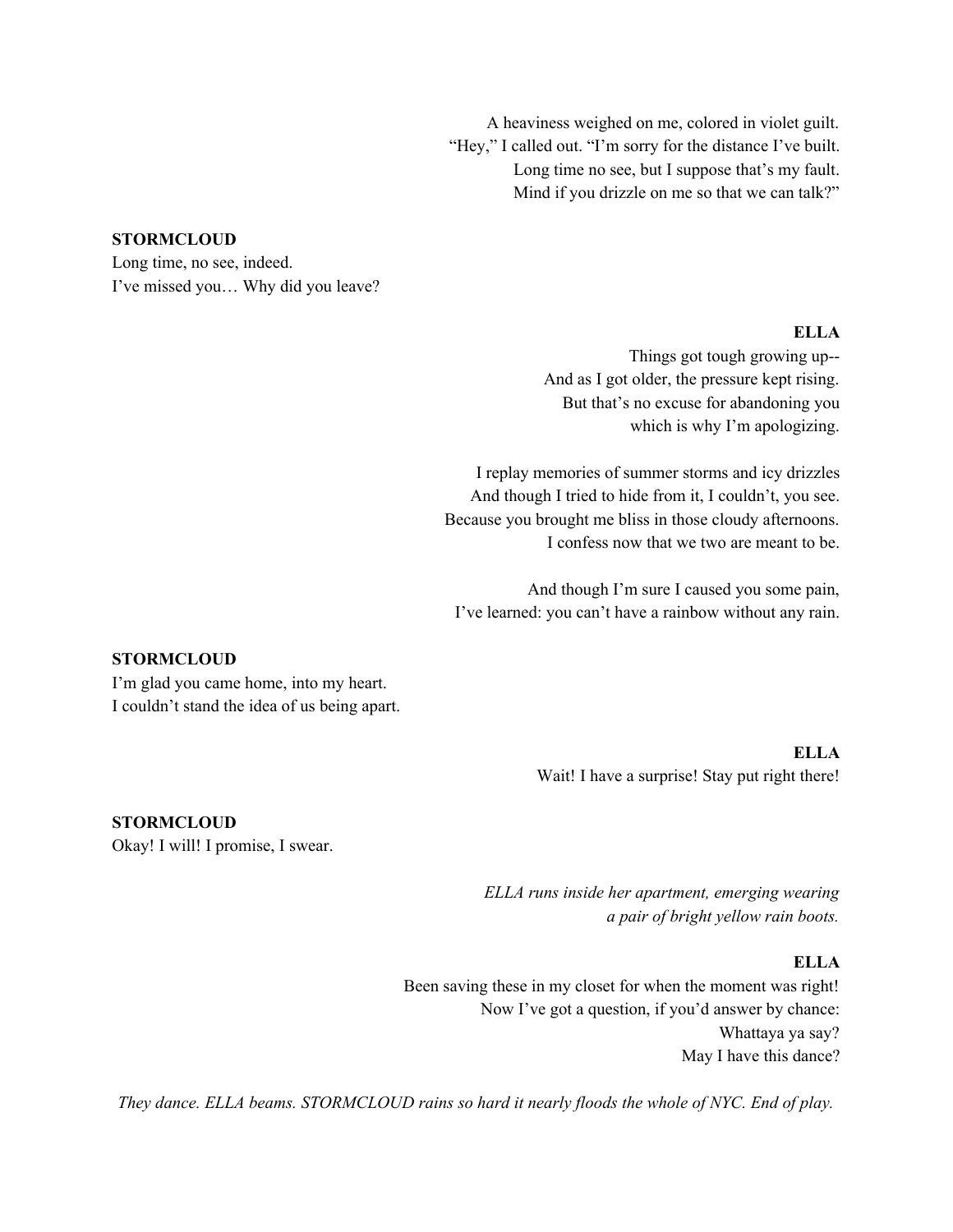A heaviness weighed on me, colored in violet guilt.
"Hey," I called out. "I'm sorry for the distance I've built.
Long time no see, but I suppose that's my fault.
Mind if you drizzle on me so that we can talk?"

**STORMCLOUD**
Long time, no see, indeed.
I've missed you… Why did you leave?

**ELLA**
Things got tough growing up--
And as I got older, the pressure kept rising.
But that's no excuse for abandoning you
which is why I'm apologizing.

I replay memories of summer storms and icy drizzles
And though I tried to hide from it, I couldn't, you see.
Because you brought me bliss in those cloudy afternoons.
I confess now that we two are meant to be.

And though I'm sure I caused you some pain,
I've learned: you can't have a rainbow without any rain.

**STORMCLOUD**
I'm glad you came home, into my heart.
I couldn't stand the idea of us being apart.

**ELLA**
Wait! I have a surprise! Stay put right there!

**STORMCLOUD**
Okay! I will! I promise, I swear.

*ELLA runs inside her apartment, emerging wearing a pair of bright yellow rain boots.*

**ELLA**
Been saving these in my closet for when the moment was right!
Now I've got a question, if you'd answer by chance:
Whattaya ya say?
May I have this dance?

*They dance. ELLA beams. STORMCLOUD rains so hard it nearly floods the whole of NYC. End of play.*